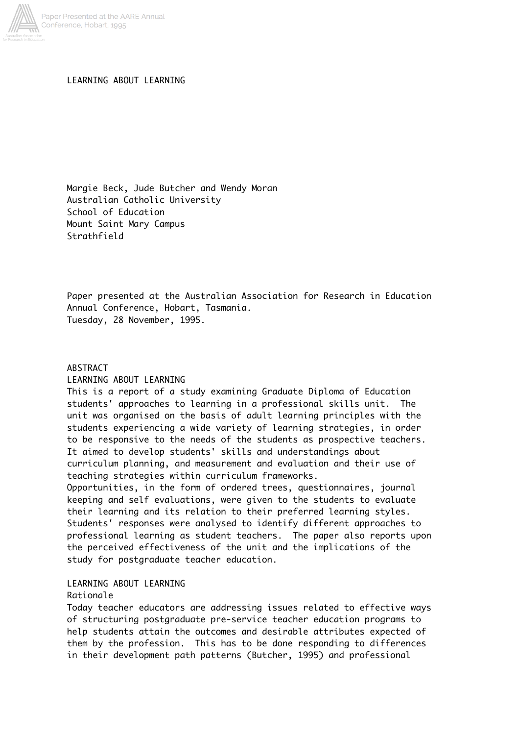# LEARNING ABOUT LEARNING

Margie Beck, Jude Butcher and Wendy Moran
Australian Catholic University
School of Education
Mount Saint Mary Campus
Strathfield

Paper presented at the Australian Association for Research in Education Annual Conference, Hobart, Tasmania.
Tuesday, 28 November, 1995.

## ABSTRACT

### LEARNING ABOUT LEARNING

This is a report of a study examining Graduate Diploma of Education students' approaches to learning in a professional skills unit. The unit was organised on the basis of adult learning principles with the students experiencing a wide variety of learning strategies, in order to be responsive to the needs of the students as prospective teachers. It aimed to develop students' skills and understandings about curriculum planning, and measurement and evaluation and their use of teaching strategies within curriculum frameworks.

Opportunities, in the form of ordered trees, questionnaires, journal keeping and self evaluations, were given to the students to evaluate their learning and its relation to their preferred learning styles. Students' responses were analysed to identify different approaches to professional learning as student teachers. The paper also reports upon the perceived effectiveness of the unit and the implications of the study for postgraduate teacher education.

## LEARNING ABOUT LEARNING

### Rationale

Today teacher educators are addressing issues related to effective ways of structuring postgraduate pre-service teacher education programs to help students attain the outcomes and desirable attributes expected of them by the profession. This has to be done responding to differences in their development path patterns (Butcher, 1995) and professional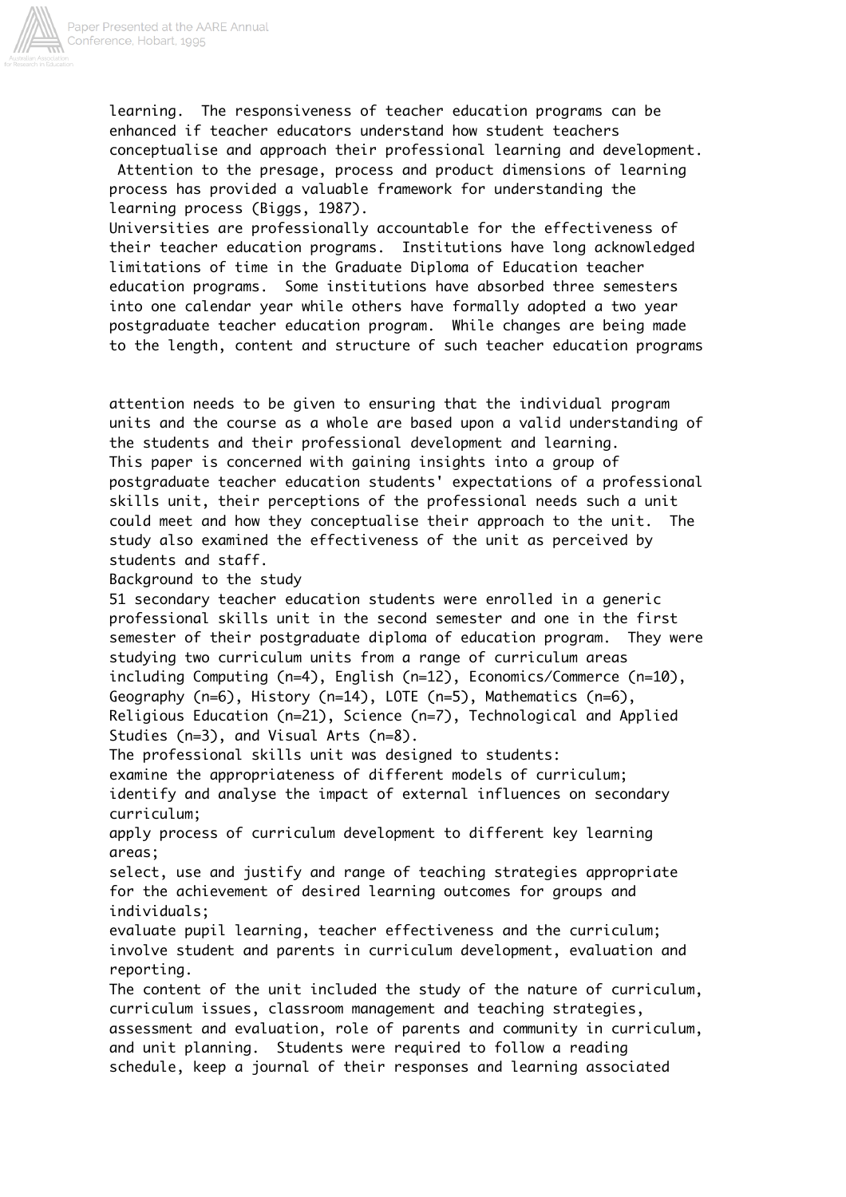learning. The responsiveness of teacher education programs can be enhanced if teacher educators understand how student teachers conceptualise and approach their professional learning and development. Attention to the presage, process and product dimensions of learning process has provided a valuable framework for understanding the learning process (Biggs, 1987).

Universities are professionally accountable for the effectiveness of their teacher education programs. Institutions have long acknowledged limitations of time in the Graduate Diploma of Education teacher education programs. Some institutions have absorbed three semesters into one calendar year while others have formally adopted a two year postgraduate teacher education program. While changes are being made to the length, content and structure of such teacher education programs attention needs to be given to ensuring that the individual program units and the course as a whole are based upon a valid understanding of the students and their professional development and learning.

This paper is concerned with gaining insights into a group of postgraduate teacher education students' expectations of a professional skills unit, their perceptions of the professional needs such a unit could meet and how they conceptualise their approach to the unit. The study also examined the effectiveness of the unit as perceived by students and staff.

## Background to the study

51 secondary teacher education students were enrolled in a generic professional skills unit in the second semester and one in the first semester of their postgraduate diploma of education program. They were studying two curriculum units from a range of curriculum areas including Computing (n=4), English (n=12), Economics/Commerce (n=10), Geography (n=6), History (n=14), LOTE (n=5), Mathematics (n=6), Religious Education (n=21), Science (n=7), Technological and Applied Studies (n=3), and Visual Arts (n=8).

The professional skills unit was designed to students:

- examine the appropriateness of different models of curriculum;
- identify and analyse the impact of external influences on secondary curriculum;
- apply process of curriculum development to different key learning areas;
- select, use and justify and range of teaching strategies appropriate for the achievement of desired learning outcomes for groups and individuals;
- evaluate pupil learning, teacher effectiveness and the curriculum;
- involve student and parents in curriculum development, evaluation and reporting.

The content of the unit included the study of the nature of curriculum, curriculum issues, classroom management and teaching strategies, assessment and evaluation, role of parents and community in curriculum, and unit planning. Students were required to follow a reading schedule, keep a journal of their responses and learning associated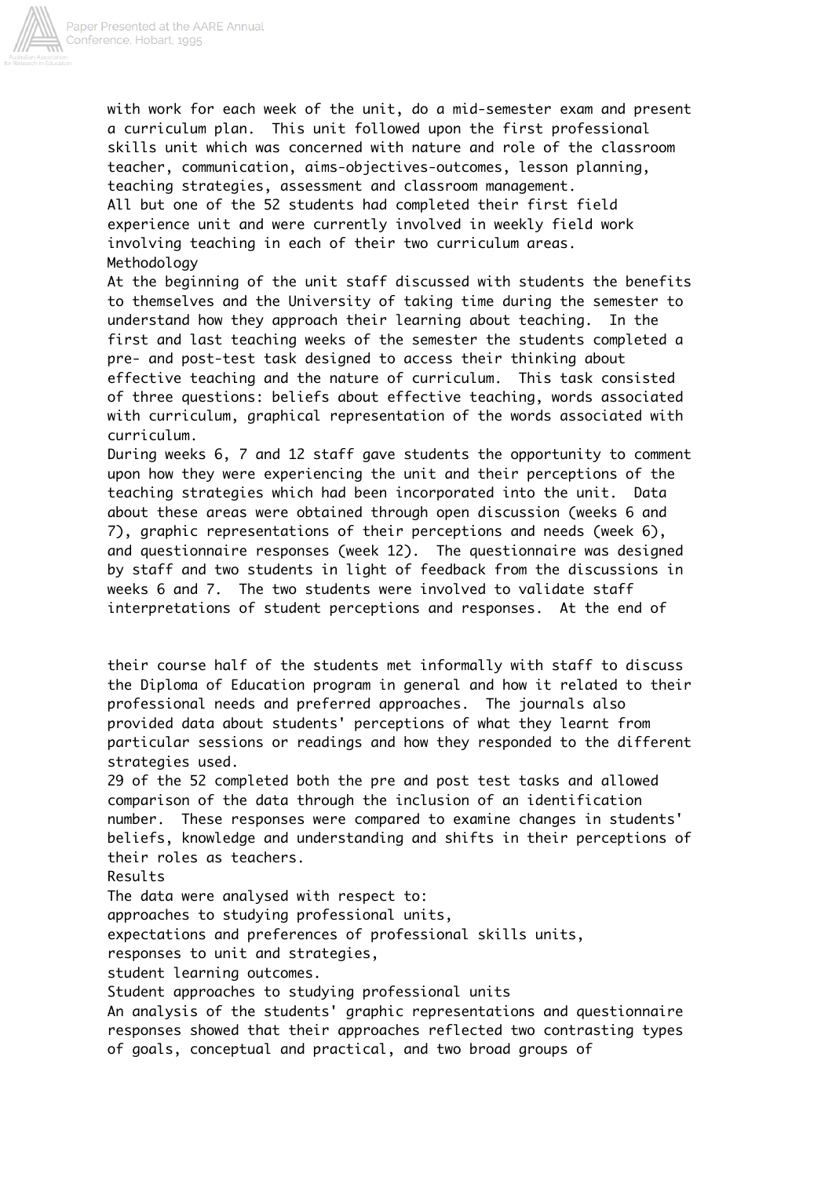with work for each week of the unit, do a mid-semester exam and present a curriculum plan. This unit followed upon the first professional skills unit which was concerned with nature and role of the classroom teacher, communication, aims-objectives-outcomes, lesson planning, teaching strategies, assessment and classroom management.

All but one of the 52 students had completed their first field experience unit and were currently involved in weekly field work involving teaching in each of their two curriculum areas.

## Methodology

At the beginning of the unit staff discussed with students the benefits to themselves and the University of taking time during the semester to understand how they approach their learning about teaching. In the first and last teaching weeks of the semester the students completed a pre- and post-test task designed to access their thinking about effective teaching and the nature of curriculum. This task consisted of three questions: beliefs about effective teaching, words associated with curriculum, graphical representation of the words associated with curriculum.

During weeks 6, 7 and 12 staff gave students the opportunity to comment upon how they were experiencing the unit and their perceptions of the teaching strategies which had been incorporated into the unit. Data about these areas were obtained through open discussion (weeks 6 and 7), graphic representations of their perceptions and needs (week 6), and questionnaire responses (week 12). The questionnaire was designed by staff and two students in light of feedback from the discussions in weeks 6 and 7. The two students were involved to validate staff interpretations of student perceptions and responses. At the end of their course half of the students met informally with staff to discuss the Diploma of Education program in general and how it related to their professional needs and preferred approaches. The journals also provided data about students' perceptions of what they learnt from particular sessions or readings and how they responded to the different strategies used.

29 of the 52 completed both the pre and post test tasks and allowed comparison of the data through the inclusion of an identification number. These responses were compared to examine changes in students' beliefs, knowledge and understanding and shifts in their perceptions of their roles as teachers.

## Results

The data were analysed with respect to:

- approaches to studying professional units,
- expectations and preferences of professional skills units,
- responses to unit and strategies,
- student learning outcomes.

### Student approaches to studying professional units

An analysis of the students' graphic representations and questionnaire responses showed that their approaches reflected two contrasting types of goals, conceptual and practical, and two broad groups of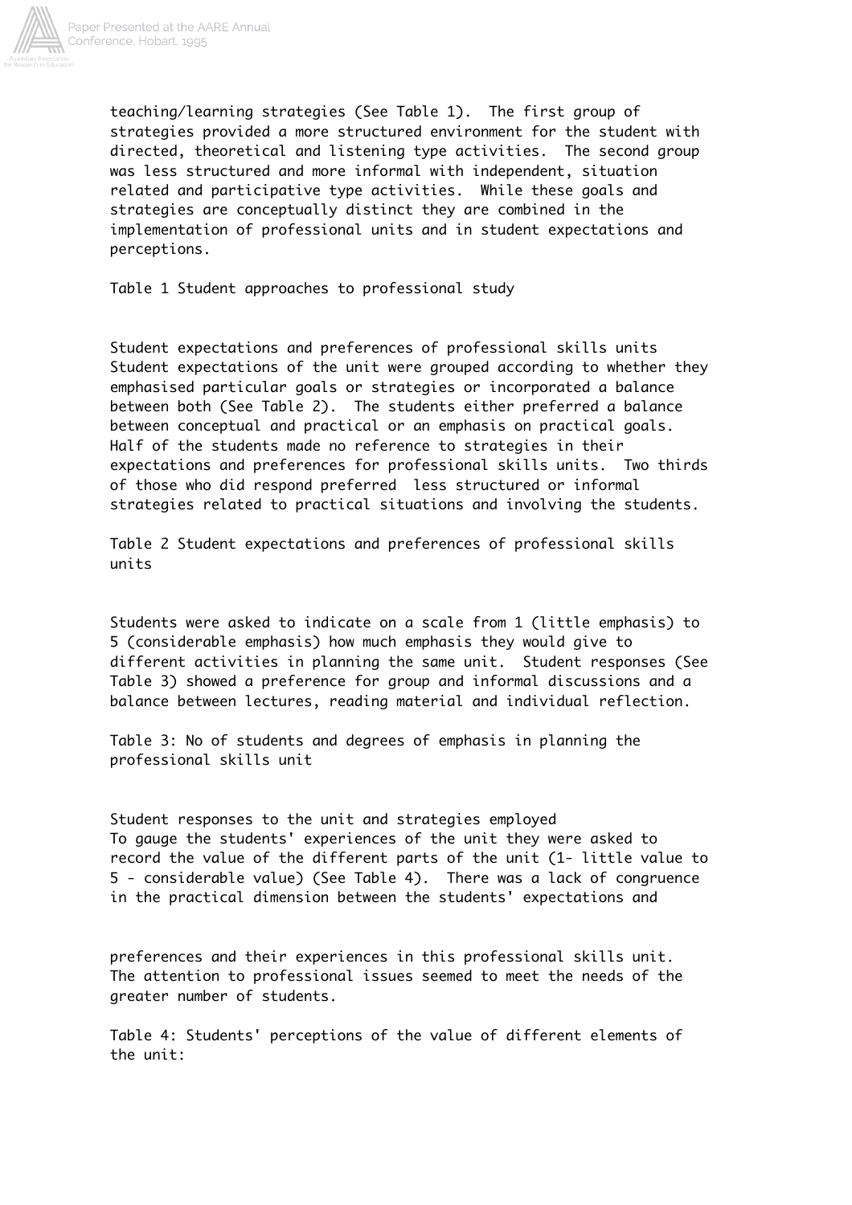teaching/learning strategies (See Table 1). The first group of strategies provided a more structured environment for the student with directed, theoretical and listening type activities. The second group was less structured and more informal with independent, situation related and participative type activities. While these goals and strategies are conceptually distinct they are combined in the implementation of professional units and in student expectations and perceptions.

Table 1 Student approaches to professional study

### Student expectations and preferences of professional skills units

Student expectations of the unit were grouped according to whether they emphasised particular goals or strategies or incorporated a balance between both (See Table 2). The students either preferred a balance between conceptual and practical or an emphasis on practical goals. Half of the students made no reference to strategies in their expectations and preferences for professional skills units. Two thirds of those who did respond preferred less structured or informal strategies related to practical situations and involving the students.

Table 2 Student expectations and preferences of professional skills units

Students were asked to indicate on a scale from 1 (little emphasis) to 5 (considerable emphasis) how much emphasis they would give to different activities in planning the same unit. Student responses (See Table 3) showed a preference for group and informal discussions and a balance between lectures, reading material and individual reflection.

Table 3: No of students and degrees of emphasis in planning the professional skills unit

### Student responses to the unit and strategies employed

To gauge the students' experiences of the unit they were asked to record the value of the different parts of the unit (1- little value to 5 - considerable value) (See Table 4). There was a lack of congruence in the practical dimension between the students' expectations and preferences and their experiences in this professional skills unit. The attention to professional issues seemed to meet the needs of the greater number of students.

Table 4: Students' perceptions of the value of different elements of the unit: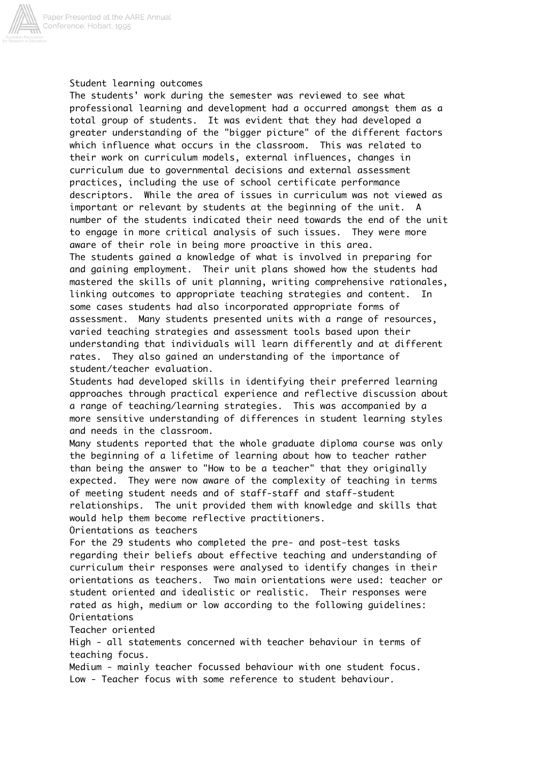## Student learning outcomes

The students' work during the semester was reviewed to see what professional learning and development had a occurred amongst them as a total group of students. It was evident that they had developed a greater understanding of the "bigger picture" of the different factors which influence what occurs in the classroom. This was related to their work on curriculum models, external influences, changes in curriculum due to governmental decisions and external assessment practices, including the use of school certificate performance descriptors. While the area of issues in curriculum was not viewed as important or relevant by students at the beginning of the unit. A number of the students indicated their need towards the end of the unit to engage in more critical analysis of such issues. They were more aware of their role in being more proactive in this area.

The students gained a knowledge of what is involved in preparing for and gaining employment. Their unit plans showed how the students had mastered the skills of unit planning, writing comprehensive rationales, linking outcomes to appropriate teaching strategies and content. In some cases students had also incorporated appropriate forms of assessment. Many students presented units with a range of resources, varied teaching strategies and assessment tools based upon their understanding that individuals will learn differently and at different rates. They also gained an understanding of the importance of student/teacher evaluation.

Students had developed skills in identifying their preferred learning approaches through practical experience and reflective discussion about a range of teaching/learning strategies. This was accompanied by a more sensitive understanding of differences in student learning styles and needs in the classroom.

Many students reported that the whole graduate diploma course was only the beginning of a lifetime of learning about how to teacher rather than being the answer to "How to be a teacher" that they originally expected. They were now aware of the complexity of teaching in terms of meeting student needs and of staff-staff and staff-student relationships. The unit provided them with knowledge and skills that would help them become reflective practitioners.

## Orientations as teachers

For the 29 students who completed the pre- and post-test tasks regarding their beliefs about effective teaching and understanding of curriculum their responses were analysed to identify changes in their orientations as teachers. Two main orientations were used: teacher or student oriented and idealistic or realistic. Their responses were rated as high, medium or low according to the following guidelines:

### Orientations

Teacher oriented

High - all statements concerned with teacher behaviour in terms of teaching focus.

Medium - mainly teacher focussed behaviour with one student focus.

Low - Teacher focus with some reference to student behaviour.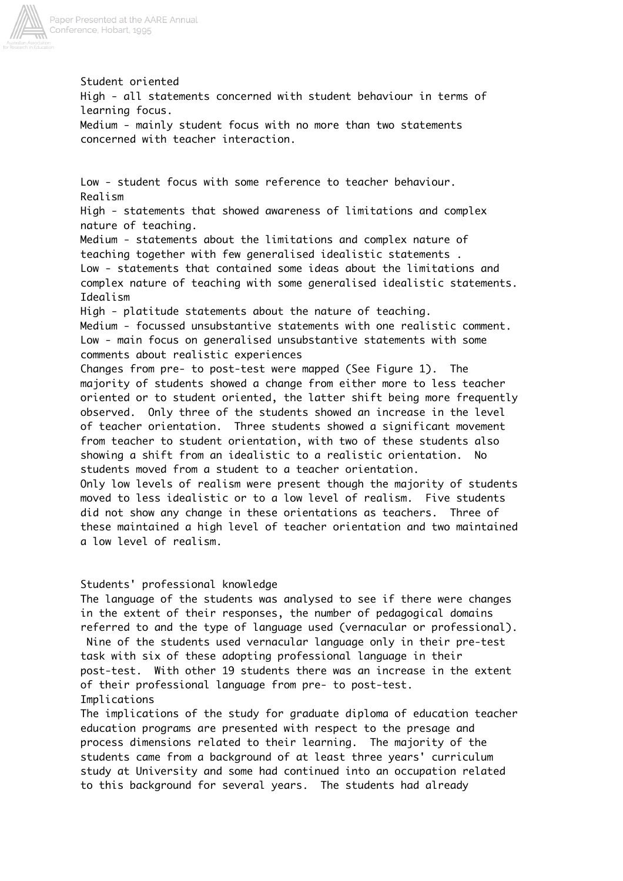Student oriented

High - all statements concerned with student behaviour in terms of learning focus.

Medium - mainly student focus with no more than two statements concerned with teacher interaction.

Low - student focus with some reference to teacher behaviour.

Realism

High - statements that showed awareness of limitations and complex nature of teaching.

Medium - statements about the limitations and complex nature of teaching together with few generalised idealistic statements .

Low - statements that contained some ideas about the limitations and complex nature of teaching with some generalised idealistic statements.

Idealism

High - platitude statements about the nature of teaching.

Medium - focussed unsubstantive statements with one realistic comment.

Low - main focus on generalised unsubstantive statements with some comments about realistic experiences

Changes from pre- to post-test were mapped (See Figure 1). The majority of students showed a change from either more to less teacher oriented or to student oriented, the latter shift being more frequently observed. Only three of the students showed an increase in the level of teacher orientation. Three students showed a significant movement from teacher to student orientation, with two of these students also showing a shift from an idealistic to a realistic orientation. No students moved from a student to a teacher orientation.

Only low levels of realism were present though the majority of students moved to less idealistic or to a low level of realism. Five students did not show any change in these orientations as teachers. Three of these maintained a high level of teacher orientation and two maintained a low level of realism.

## Students' professional knowledge

The language of the students was analysed to see if there were changes in the extent of their responses, the number of pedagogical domains referred to and the type of language used (vernacular or professional). Nine of the students used vernacular language only in their pre-test task with six of these adopting professional language in their post-test. With other 19 students there was an increase in the extent of their professional language from pre- to post-test.

## Implications

The implications of the study for graduate diploma of education teacher education programs are presented with respect to the presage and process dimensions related to their learning. The majority of the students came from a background of at least three years' curriculum study at University and some had continued into an occupation related to this background for several years. The students had already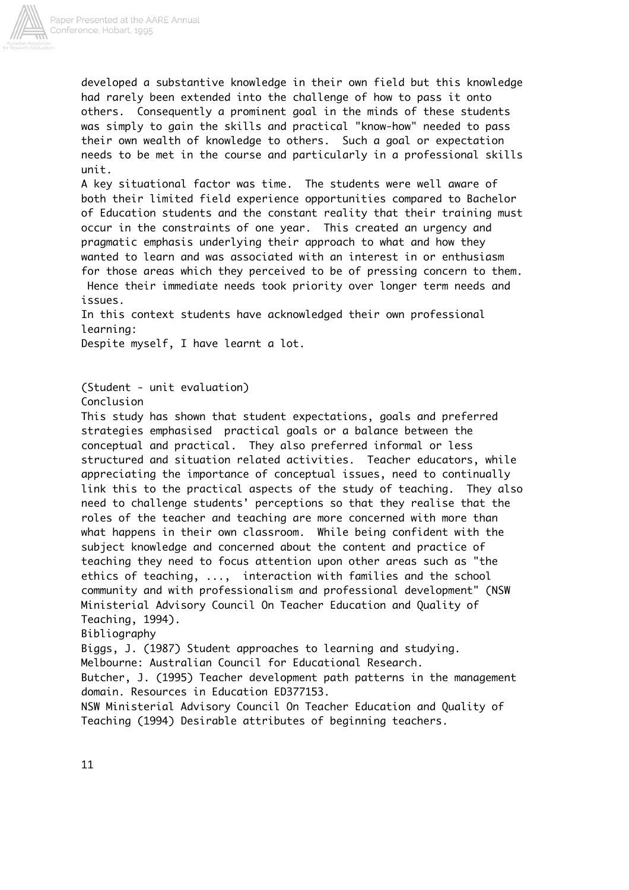developed a substantive knowledge in their own field but this knowledge had rarely been extended into the challenge of how to pass it onto others. Consequently a prominent goal in the minds of these students was simply to gain the skills and practical "know-how" needed to pass their own wealth of knowledge to others. Such a goal or expectation needs to be met in the course and particularly in a professional skills unit.

A key situational factor was time. The students were well aware of both their limited field experience opportunities compared to Bachelor of Education students and the constant reality that their training must occur in the constraints of one year. This created an urgency and pragmatic emphasis underlying their approach to what and how they wanted to learn and was associated with an interest in or enthusiasm for those areas which they perceived to be of pressing concern to them. Hence their immediate needs took priority over longer term needs and issues.

In this context students have acknowledged their own professional learning:

Despite myself, I have learnt a lot.

(Student - unit evaluation)

## Conclusion

This study has shown that student expectations, goals and preferred strategies emphasised practical goals or a balance between the conceptual and practical. They also preferred informal or less structured and situation related activities. Teacher educators, while appreciating the importance of conceptual issues, need to continually link this to the practical aspects of the study of teaching. They also need to challenge students' perceptions so that they realise that the roles of the teacher and teaching are more concerned with more than what happens in their own classroom. While being confident with the subject knowledge and concerned about the content and practice of teaching they need to focus attention upon other areas such as "the ethics of teaching, ..., interaction with families and the school community and with professionalism and professional development" (NSW Ministerial Advisory Council On Teacher Education and Quality of Teaching, 1994).

## Bibliography

Biggs, J. (1987) Student approaches to learning and studying. Melbourne: Australian Council for Educational Research.

Butcher, J. (1995) Teacher development path patterns in the management domain. Resources in Education ED377153.

NSW Ministerial Advisory Council On Teacher Education and Quality of Teaching (1994) Desirable attributes of beginning teachers.